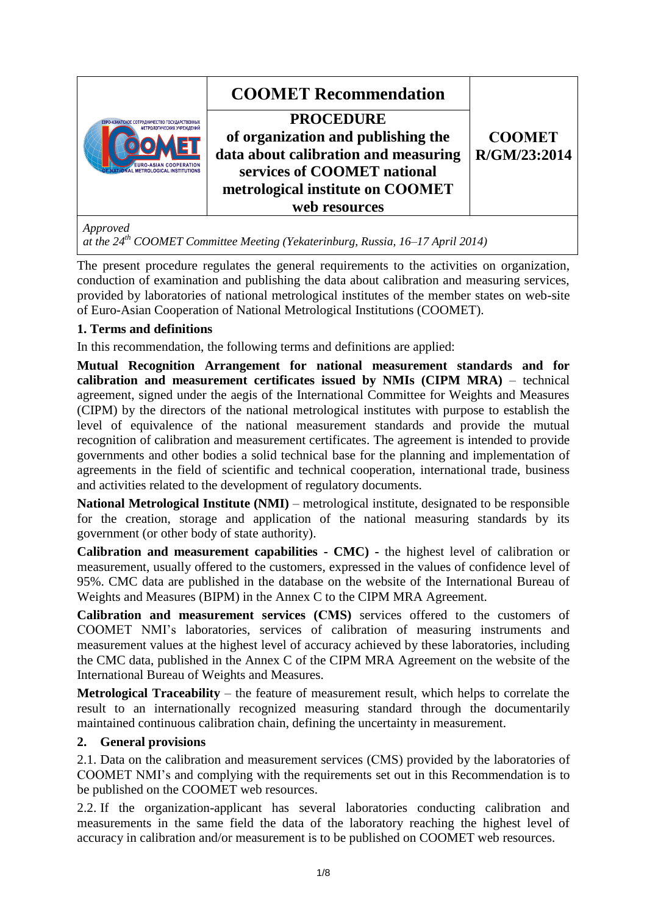| | COOMET Recommendation | |
|---|---|---|
| | **PROCEDURE of organization and publishing the data about calibration and measuring services of COOMET national metrological institute on COOMET web resources** | **COOMET R/GM/23:2014** |

*Approved at the 24th COOMET Committee Meeting (Yekaterinburg, Russia, 16–17 April 2014)*

The present procedure regulates the general requirements to the activities on organization, conduction of examination and publishing the data about calibration and measuring services, provided by laboratories of national metrological institutes of the member states on web-site of Euro-Asian Cooperation of National Metrological Institutions (COOMET).

## 1. Terms and definitions

In this recommendation, the following terms and definitions are applied:

**Mutual Recognition Arrangement for national measurement standards and for calibration and measurement certificates issued by NMIs (CIPM MRA)** – technical agreement, signed under the aegis of the International Committee for Weights and Measures (CIPM) by the directors of the national metrological institutes with purpose to establish the level of equivalence of the national measurement standards and provide the mutual recognition of calibration and measurement certificates. The agreement is intended to provide governments and other bodies a solid technical base for the planning and implementation of agreements in the field of scientific and technical cooperation, international trade, business and activities related to the development of regulatory documents.

**National Metrological Institute (NMI)** – metrological institute, designated to be responsible for the creation, storage and application of the national measuring standards by its government (or other body of state authority).

**Calibration and measurement capabilities - CMC)** - the highest level of calibration or measurement, usually offered to the customers, expressed in the values of confidence level of 95%. CMC data are published in the database on the website of the International Bureau of Weights and Measures (BIPM) in the Annex C to the CIPM MRA Agreement.

**Calibration and measurement services (CMS)** services offered to the customers of COOMET NMI's laboratories, services of calibration of measuring instruments and measurement values at the highest level of accuracy achieved by these laboratories, including the CMC data, published in the Annex C of the CIPM MRA Agreement on the website of the International Bureau of Weights and Measures.

**Metrological Traceability** – the feature of measurement result, which helps to correlate the result to an internationally recognized measuring standard through the documentarily maintained continuous calibration chain, defining the uncertainty in measurement.

## 2. General provisions

2.1. Data on the calibration and measurement services (CMS) provided by the laboratories of COOMET NMI's and complying with the requirements set out in this Recommendation is to be published on the COOMET web resources.

2.2. If the organization-applicant has several laboratories conducting calibration and measurements in the same field the data of the laboratory reaching the highest level of accuracy in calibration and/or measurement is to be published on COOMET web resources.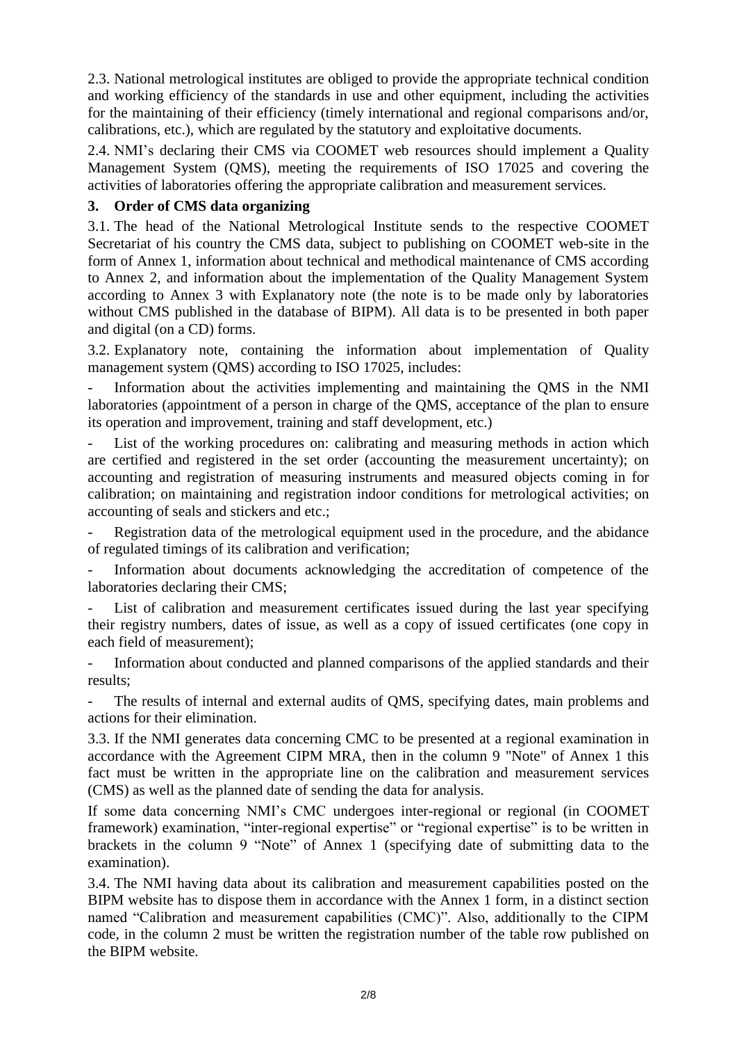2.3. National metrological institutes are obliged to provide the appropriate technical condition and working efficiency of the standards in use and other equipment, including the activities for the maintaining of their efficiency (timely international and regional comparisons and/or, calibrations, etc.), which are regulated by the statutory and exploitative documents.

2.4. NMI's declaring their CMS via COOMET web resources should implement a Quality Management System (QMS), meeting the requirements of ISO 17025 and covering the activities of laboratories offering the appropriate calibration and measurement services.

## 3. Order of CMS data organizing

3.1. The head of the National Metrological Institute sends to the respective COOMET Secretariat of his country the CMS data, subject to publishing on COOMET web-site in the form of Annex 1, information about technical and methodical maintenance of CMS according to Annex 2, and information about the implementation of the Quality Management System according to Annex 3 with Explanatory note (the note is to be made only by laboratories without CMS published in the database of BIPM). All data is to be presented in both paper and digital (on a CD) forms.

3.2. Explanatory note, containing the information about implementation of Quality management system (QMS) according to ISO 17025, includes:

- Information about the activities implementing and maintaining the QMS in the NMI laboratories (appointment of a person in charge of the QMS, acceptance of the plan to ensure its operation and improvement, training and staff development, etc.)
- List of the working procedures on: calibrating and measuring methods in action which are certified and registered in the set order (accounting the measurement uncertainty); on accounting and registration of measuring instruments and measured objects coming in for calibration; on maintaining and registration indoor conditions for metrological activities; on accounting of seals and stickers and etc.;
- Registration data of the metrological equipment used in the procedure, and the abidance of regulated timings of its calibration and verification;
- Information about documents acknowledging the accreditation of competence of the laboratories declaring their CMS;
- List of calibration and measurement certificates issued during the last year specifying their registry numbers, dates of issue, as well as a copy of issued certificates (one copy in each field of measurement);
- Information about conducted and planned comparisons of the applied standards and their results;
- The results of internal and external audits of QMS, specifying dates, main problems and actions for their elimination.

3.3. If the NMI generates data concerning CMC to be presented at a regional examination in accordance with the Agreement CIPM MRA, then in the column 9 "Note" of Annex 1 this fact must be written in the appropriate line on the calibration and measurement services (CMS) as well as the planned date of sending the data for analysis.

If some data concerning NMI's CMC undergoes inter-regional or regional (in COOMET framework) examination, "inter-regional expertise" or "regional expertise" is to be written in brackets in the column 9 "Note" of Annex 1 (specifying date of submitting data to the examination).

3.4. The NMI having data about its calibration and measurement capabilities posted on the BIPM website has to dispose them in accordance with the Annex 1 form, in a distinct section named "Calibration and measurement capabilities (CMC)". Also, additionally to the CIPM code, in the column 2 must be written the registration number of the table row published on the BIPM website.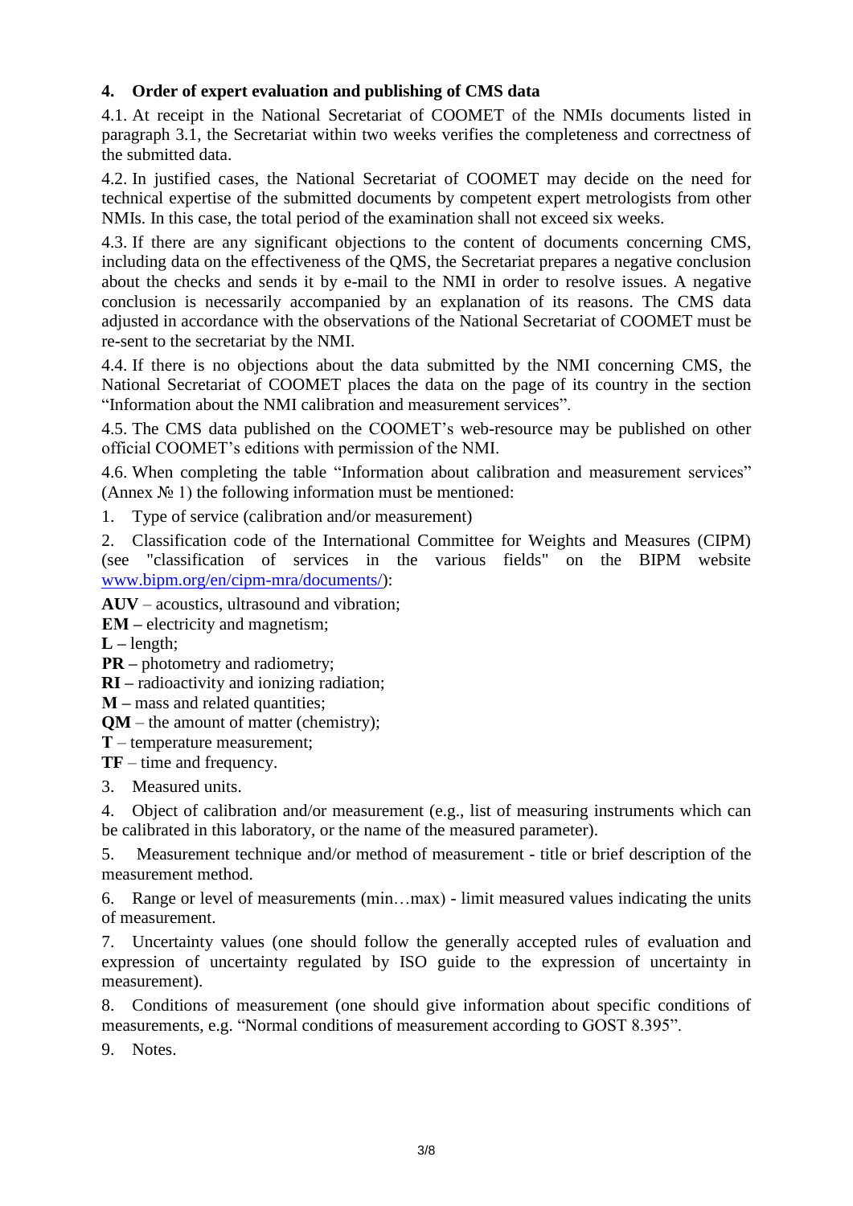## 4. Order of expert evaluation and publishing of CMS data

4.1. At receipt in the National Secretariat of COOMET of the NMIs documents listed in paragraph 3.1, the Secretariat within two weeks verifies the completeness and correctness of the submitted data.

4.2. In justified cases, the National Secretariat of COOMET may decide on the need for technical expertise of the submitted documents by competent expert metrologists from other NMIs. In this case, the total period of the examination shall not exceed six weeks.

4.3. If there are any significant objections to the content of documents concerning CMS, including data on the effectiveness of the QMS, the Secretariat prepares a negative conclusion about the checks and sends it by e-mail to the NMI in order to resolve issues. A negative conclusion is necessarily accompanied by an explanation of its reasons. The CMS data adjusted in accordance with the observations of the National Secretariat of COOMET must be re-sent to the secretariat by the NMI.

4.4. If there is no objections about the data submitted by the NMI concerning CMS, the National Secretariat of COOMET places the data on the page of its country in the section "Information about the NMI calibration and measurement services".

4.5. The CMS data published on the COOMET's web-resource may be published on other official COOMET's editions with permission of the NMI.

4.6. When completing the table "Information about calibration and measurement services" (Annex № 1) the following information must be mentioned:

1. Type of service (calibration and/or measurement)
2. Classification code of the International Committee for Weights and Measures (CIPM) (see "classification of services in the various fields" on the BIPM website www.bipm.org/en/cipm-mra/documents/):

**AUV** – acoustics, ultrasound and vibration;
**EM –** electricity and magnetism;
**L –** length;
**PR –** photometry and radiometry;
**RI –** radioactivity and ionizing radiation;
**M –** mass and related quantities;
**QM** – the amount of matter (chemistry);
**T** – temperature measurement;
**TF** – time and frequency.

3. Measured units.
4. Object of calibration and/or measurement (e.g., list of measuring instruments which can be calibrated in this laboratory, or the name of the measured parameter).
5. Measurement technique and/or method of measurement - title or brief description of the measurement method.
6. Range or level of measurements (min…max) - limit measured values indicating the units of measurement.
7. Uncertainty values (one should follow the generally accepted rules of evaluation and expression of uncertainty regulated by ISO guide to the expression of uncertainty in measurement).
8. Conditions of measurement (one should give information about specific conditions of measurements, e.g. "Normal conditions of measurement according to GOST 8.395".
9. Notes.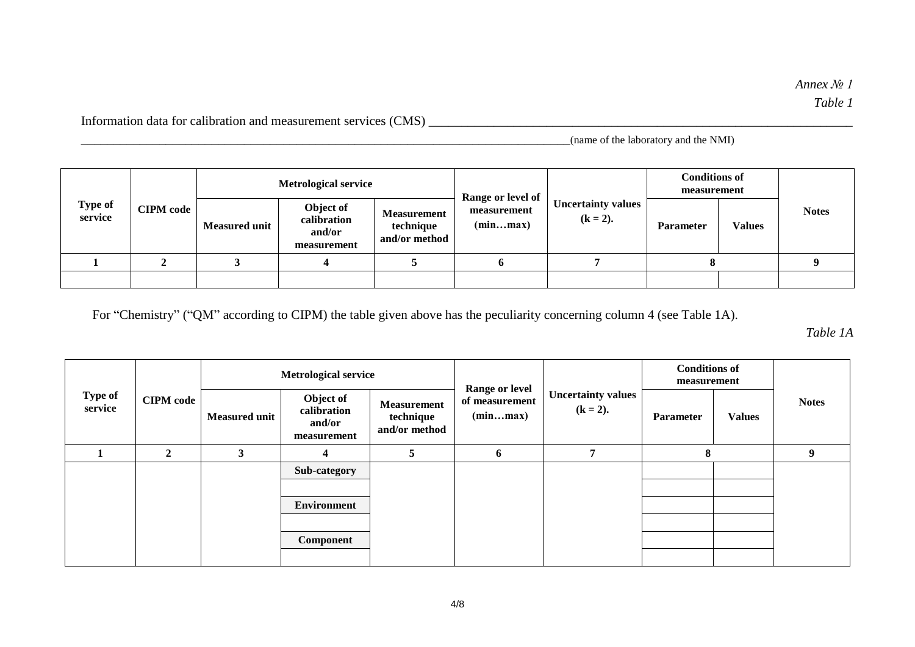*Annex № 1*

*Table 1*

Information data for calibration and measurement services (CMS) ______________________________________________

______________________________________________(name of the laboratory and the NMI)

| Type of service | CIPM code | Metrological service | | | Range or level of measurement (min…max) | Uncertainty values (k = 2). | Conditions of measurement | | Notes |
|---|---|---|---|---|---|---|---|---|---|
| | | Measured unit | Object of calibration and/or measurement | Measurement technique and/or method | | | Parameter | Values | |
| 1 | 2 | 3 | 4 | 5 | 6 | 7 | 8 | | 9 |
| | | | | | | | | | |

For "Chemistry" ("QM" according to CIPM) the table given above has the peculiarity concerning column 4 (see Table 1A).

*Table 1A*

| Type of service | CIPM code | Metrological service | | | Range or level of measurement (min…max) | Uncertainty values (k = 2). | Conditions of measurement | | Notes |
|---|---|---|---|---|---|---|---|---|---|
| | | Measured unit | Object of calibration and/or measurement | Measurement technique and/or method | | | Parameter | Values | |
| 1 | 2 | 3 | 4 | 5 | 6 | 7 | 8 | | 9 |
| | | | **Sub-category** | | | | | | |
| | | | | | | | | | |
| | | | **Environment** | | | | | | |
| | | | | | | | | | |
| | | | **Component** | | | | | | |
| | | | | | | | | | |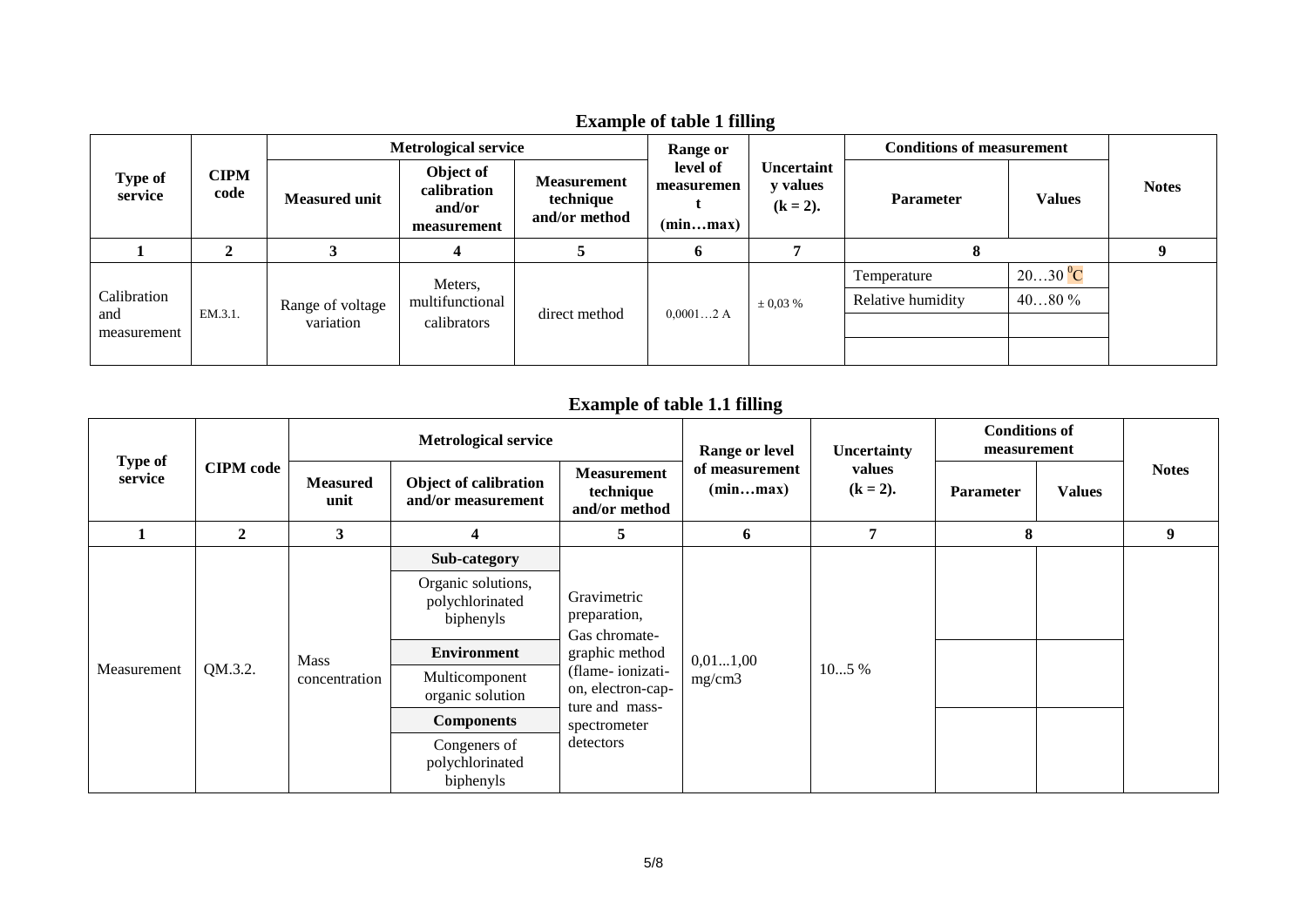## Example of table 1 filling

| Type of service | CIPM code | Metrological service | | | Range or level of measurement (min…max) | Uncertainty values (k = 2). | Conditions of measurement | | Notes |
|---|---|---|---|---|---|---|---|---|---|
| | | Measured unit | Object of calibration and/or measurement | Measurement technique and/or method | | | Parameter | Values | |
| 1 | 2 | 3 | 4 | 5 | 6 | 7 | 8 | | 9 |
| Calibration and measurement | EM.3.1. | Range of voltage variation | Meters, multifunctional calibrators | direct method | 0,0001…2 A | ± 0,03 % | Temperature | 20…30 $^0$C | |
| | | | | | | | Relative humidity | 40…80 % | |
| | | | | | | | | | |
| | | | | | | | | | |

## Example of table 1.1 filling

| Type of service | CIPM code | Metrological service | | | Range or level of measurement (min…max) | Uncertainty values (k = 2). | Conditions of measurement | | Notes |
|---|---|---|---|---|---|---|---|---|---|
| | | Measured unit | Object of calibration and/or measurement | Measurement technique and/or method | | | Parameter | Values | |
| 1 | 2 | 3 | 4 | 5 | 6 | 7 | 8 | | 9 |
| Measurement | QM.3.2. | Mass concentration | **Sub-category** | Gravimetric preparation, Gas chromatographic method (flame-ionization, electron-capture and mass-spectrometer detectors | 0,01...1,00 mg/cm3 | 10...5 % | | | |
| | | | Organic solutions, polychlorinated biphenyls | | | | | | |
| | | | **Environment** | | | | | | |
| | | | Multicomponent organic solution | | | | | | |
| | | | **Components** | | | | | | |
| | | | Congeners of polychlorinated biphenyls | | | | | | |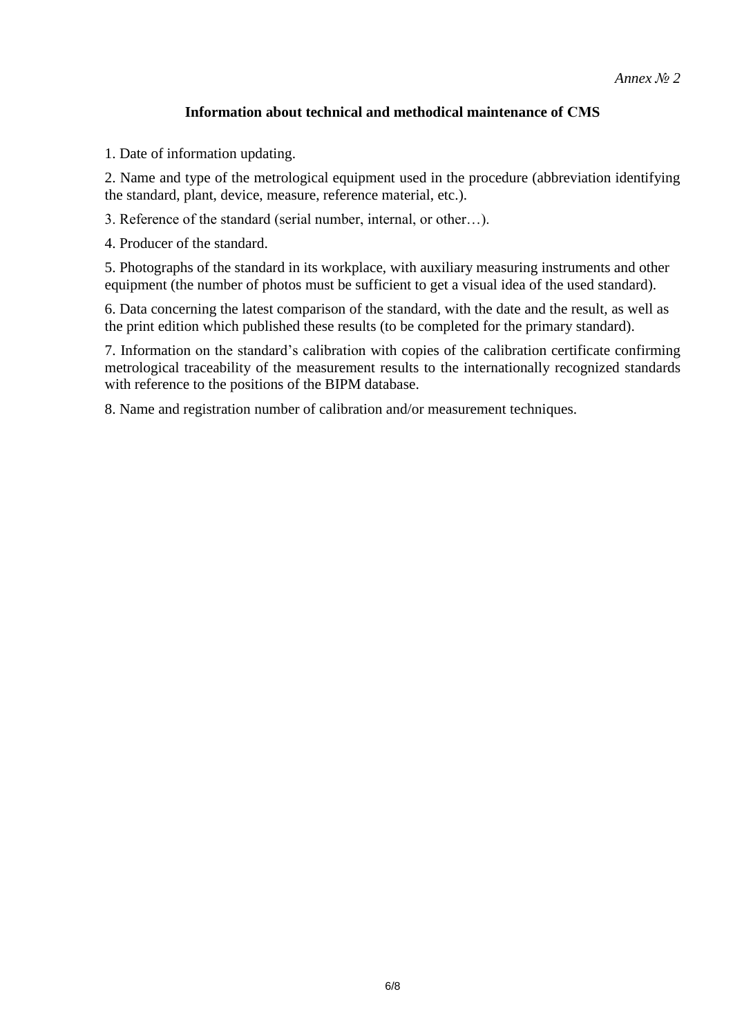*Annex № 2*

**Information about technical and methodical maintenance of CMS**

1. Date of information updating.

2. Name and type of the metrological equipment used in the procedure (abbreviation identifying the standard, plant, device, measure, reference material, etc.).

3. Reference of the standard (serial number, internal, or other…).

4. Producer of the standard.

5. Photographs of the standard in its workplace, with auxiliary measuring instruments and other equipment (the number of photos must be sufficient to get a visual idea of the used standard).

6. Data concerning the latest comparison of the standard, with the date and the result, as well as the print edition which published these results (to be completed for the primary standard).

7. Information on the standard's calibration with copies of the calibration certificate confirming metrological traceability of the measurement results to the internationally recognized standards with reference to the positions of the BIPM database.

8. Name and registration number of calibration and/or measurement techniques.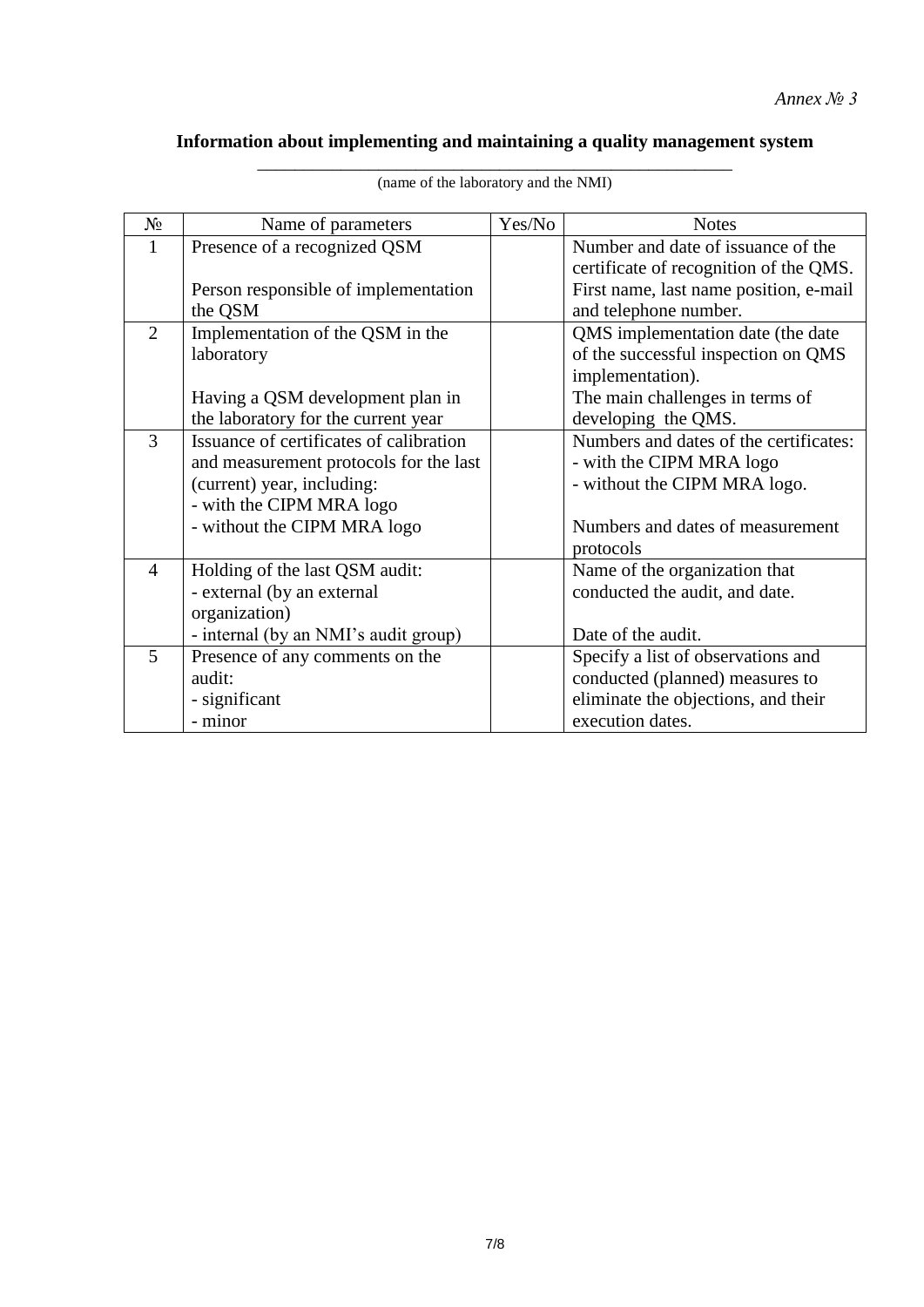*Annex № 3*

**Information about implementing and maintaining a quality management system**

\_\_\_\_\_\_\_\_\_\_\_\_\_\_\_\_\_\_\_\_\_\_\_\_\_\_\_\_\_\_\_\_\_\_\_\_\_\_\_\_\_\_\_\_\_\_\_\_\_\_\_\_\_\_

(name of the laboratory and the NMI)

| № | Name of parameters | Yes/No | Notes |
|---|---|---|---|
| 1 | Presence of a recognized QSM<br><br>Person responsible of implementation the QSM | | Number and date of issuance of the certificate of recognition of the QMS.<br>First name, last name position, e-mail and telephone number. |
| 2 | Implementation of the QSM in the laboratory<br><br>Having a QSM development plan in the laboratory for the current year | | QMS implementation date (the date of the successful inspection on QMS implementation).<br>The main challenges in terms of developing the QMS. |
| 3 | Issuance of certificates of calibration and measurement protocols for the last (current) year, including:<br>- with the CIPM MRA logo<br>- without the CIPM MRA logo | | Numbers and dates of the certificates:<br>- with the CIPM MRA logo<br>- without the CIPM MRA logo.<br><br>Numbers and dates of measurement protocols |
| 4 | Holding of the last QSM audit:<br>- external (by an external organization)<br>- internal (by an NMI's audit group) | | Name of the organization that conducted the audit, and date.<br><br>Date of the audit. |
| 5 | Presence of any comments on the audit:<br>- significant<br>- minor | | Specify a list of observations and conducted (planned) measures to eliminate the objections, and their execution dates. |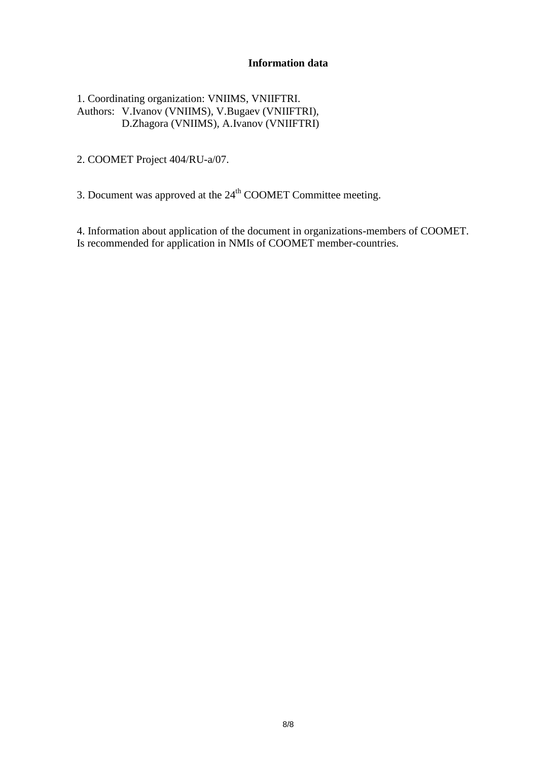**Information data**

1. Coordinating organization: VNIIMS, VNIIFTRI.
Authors: V.Ivanov (VNIIMS), V.Bugaev (VNIIFTRI),
D.Zhagora (VNIIMS), A.Ivanov (VNIIFTRI)

2. COOMET Project 404/RU-a/07.

3. Document was approved at the 24th COOMET Committee meeting.

4. Information about application of the document in organizations-members of COOMET.
Is recommended for application in NMIs of COOMET member-countries.